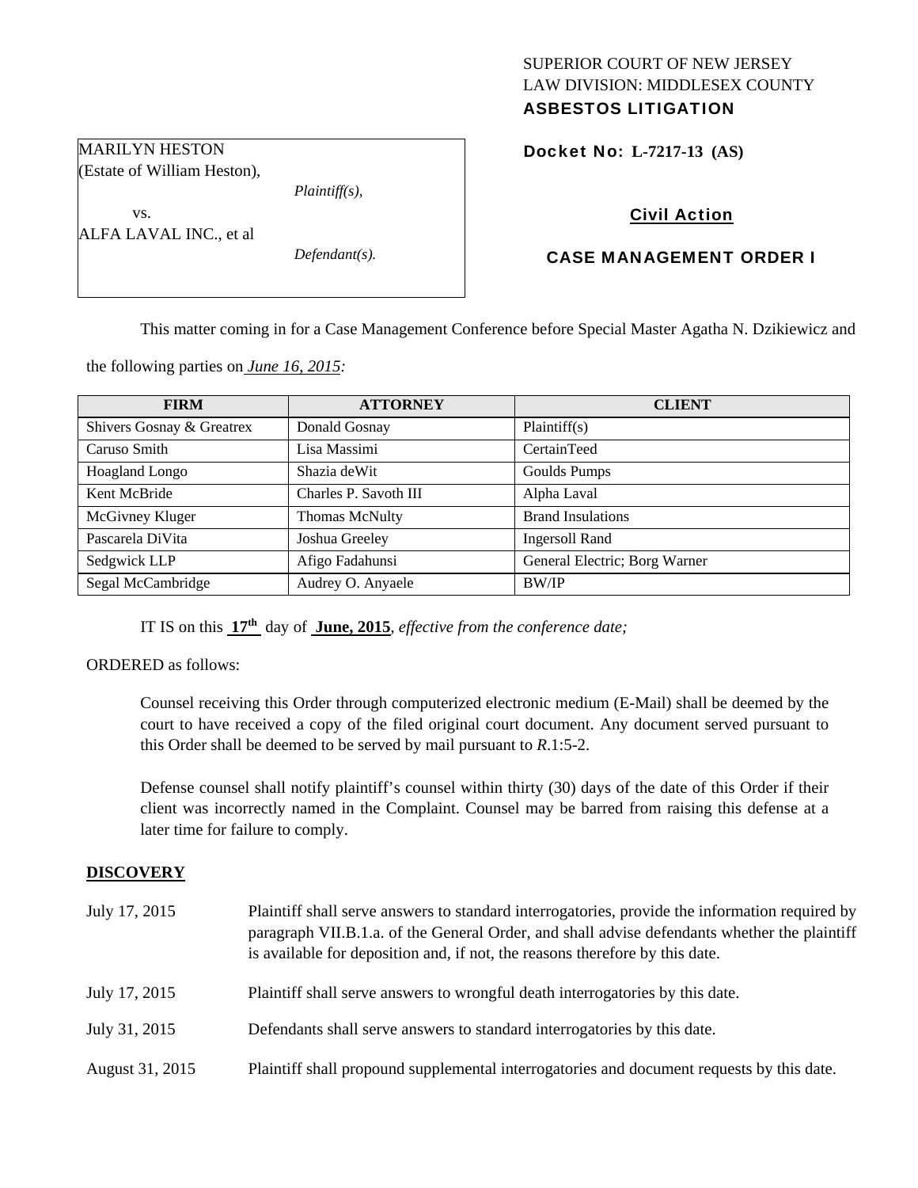SUPERIOR COURT OF NEW JERSEY
LAW DIVISION: MIDDLESEX COUNTY
**ASBESTOS LITIGATION**

MARILYN HESTON
(Estate of William Heston),
*Plaintiff(s),*
vs.
ALFA LAVAL INC., et al
*Defendant(s).*

**Docket No: L-7217-13 (AS)**

**Civil Action**

**CASE MANAGEMENT ORDER I**

This matter coming in for a Case Management Conference before Special Master Agatha N. Dzikiewicz and the following parties on *June 16, 2015:*

| FIRM | ATTORNEY | CLIENT |
|---|---|---|
| Shivers Gosnay & Greatrex | Donald Gosnay | Plaintiff(s) |
| Caruso Smith | Lisa Massimi | CertainTeed |
| Hoagland Longo | Shazia deWit | Goulds Pumps |
| Kent McBride | Charles P. Savoth III | Alpha Laval |
| McGivney Kluger | Thomas McNulty | Brand Insulations |
| Pascarela DiVita | Joshua Greeley | Ingersoll Rand |
| Sedgwick LLP | Afigo Fadahunsi | General Electric; Borg Warner |
| Segal McCambridge | Audrey O. Anyaele | BW/IP |

IT IS on this **17th** day of **June, 2015**, *effective from the conference date;*

ORDERED as follows:

Counsel receiving this Order through computerized electronic medium (E-Mail) shall be deemed by the court to have received a copy of the filed original court document. Any document served pursuant to this Order shall be deemed to be served by mail pursuant to *R*.1:5-2.

Defense counsel shall notify plaintiff's counsel within thirty (30) days of the date of this Order if their client was incorrectly named in the Complaint. Counsel may be barred from raising this defense at a later time for failure to comply.

**DISCOVERY**

| | |
|---|---|
| July 17, 2015 | Plaintiff shall serve answers to standard interrogatories, provide the information required by paragraph VII.B.1.a. of the General Order, and shall advise defendants whether the plaintiff is available for deposition and, if not, the reasons therefore by this date. |
| July 17, 2015 | Plaintiff shall serve answers to wrongful death interrogatories by this date. |
| July 31, 2015 | Defendants shall serve answers to standard interrogatories by this date. |
| August 31, 2015 | Plaintiff shall propound supplemental interrogatories and document requests by this date. |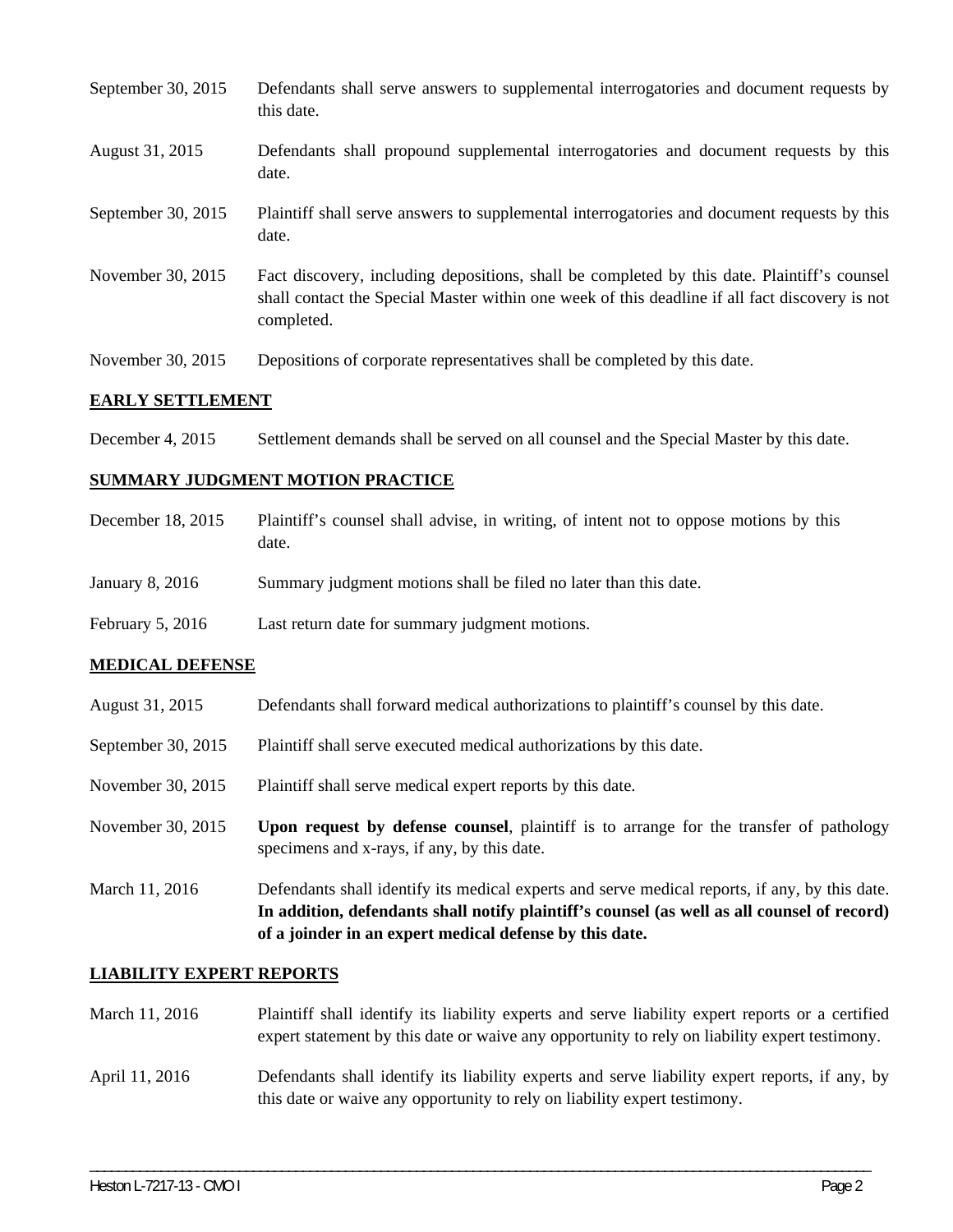| | |
|---|---|
| September 30, 2015 | Defendants shall serve answers to supplemental interrogatories and document requests by this date. |
| August 31, 2015 | Defendants shall propound supplemental interrogatories and document requests by this date. |
| September 30, 2015 | Plaintiff shall serve answers to supplemental interrogatories and document requests by this date. |
| November 30, 2015 | Fact discovery, including depositions, shall be completed by this date. Plaintiff's counsel shall contact the Special Master within one week of this deadline if all fact discovery is not completed. |
| November 30, 2015 | Depositions of corporate representatives shall be completed by this date. |

## EARLY SETTLEMENT

| | |
|---|---|
| December 4, 2015 | Settlement demands shall be served on all counsel and the Special Master by this date. |

## SUMMARY JUDGMENT MOTION PRACTICE

| | |
|---|---|
| December 18, 2015 | Plaintiff's counsel shall advise, in writing, of intent not to oppose motions by this date. |
| January 8, 2016 | Summary judgment motions shall be filed no later than this date. |
| February 5, 2016 | Last return date for summary judgment motions. |

## MEDICAL DEFENSE

| | |
|---|---|
| August 31, 2015 | Defendants shall forward medical authorizations to plaintiff's counsel by this date. |
| September 30, 2015 | Plaintiff shall serve executed medical authorizations by this date. |
| November 30, 2015 | Plaintiff shall serve medical expert reports by this date. |
| November 30, 2015 | **Upon request by defense counsel**, plaintiff is to arrange for the transfer of pathology specimens and x-rays, if any, by this date. |
| March 11, 2016 | Defendants shall identify its medical experts and serve medical reports, if any, by this date. **In addition, defendants shall notify plaintiff's counsel (as well as all counsel of record) of a joinder in an expert medical defense by this date.** |

## LIABILITY EXPERT REPORTS

| | |
|---|---|
| March 11, 2016 | Plaintiff shall identify its liability experts and serve liability expert reports or a certified expert statement by this date or waive any opportunity to rely on liability expert testimony. |
| April 11, 2016 | Defendants shall identify its liability experts and serve liability expert reports, if any, by this date or waive any opportunity to rely on liability expert testimony. |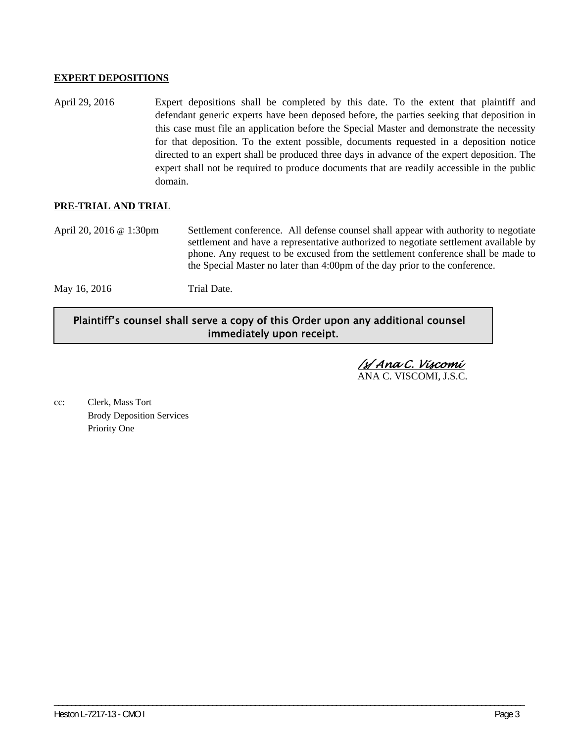**EXPERT DEPOSITIONS**

April 29, 2016 Expert depositions shall be completed by this date. To the extent that plaintiff and defendant generic experts have been deposed before, the parties seeking that deposition in this case must file an application before the Special Master and demonstrate the necessity for that deposition. To the extent possible, documents requested in a deposition notice directed to an expert shall be produced three days in advance of the expert deposition. The expert shall not be required to produce documents that are readily accessible in the public domain.

**PRE-TRIAL AND TRIAL**

April 20, 2016 @ 1:30pm Settlement conference. All defense counsel shall appear with authority to negotiate settlement and have a representative authorized to negotiate settlement available by phone. Any request to be excused from the settlement conference shall be made to the Special Master no later than 4:00pm of the day prior to the conference.

May 16, 2016 Trial Date.

Plaintiff's counsel shall serve a copy of this Order upon any additional counsel immediately upon receipt.

*/s/ Ana C. Viscomi*
ANA C. VISCOMI, J.S.C.

cc: Clerk, Mass Tort
Brody Deposition Services
Priority One